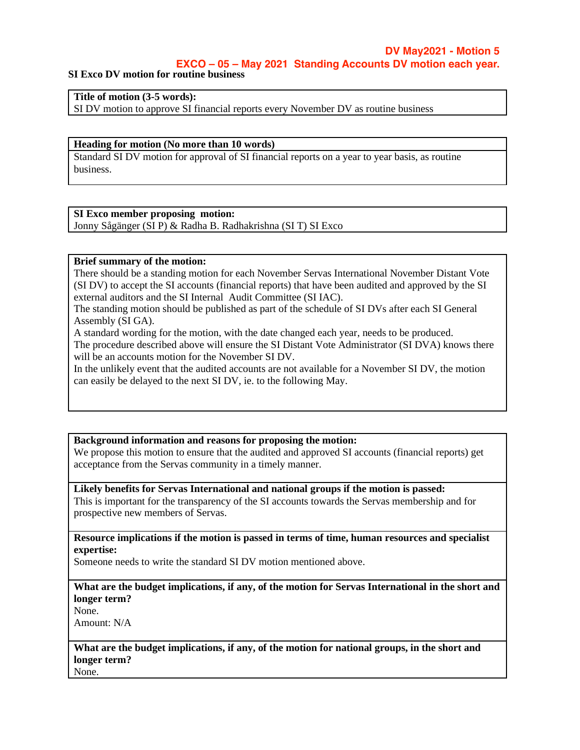**DV May2021 - Motion 5**

**EXCO – 05 – May 2021 Standing Accounts DV motion each year.**

**SI Exco DV motion for routine business**

**Title of motion (3-5 words):**
SI DV motion to approve SI financial reports every November DV as routine business

**Heading for motion (No more than 10 words)**
Standard SI DV motion for approval of SI financial reports on a year to year basis, as routine business.

**SI Exco member proposing motion:**
Jonny Sågänger (SI P) & Radha B. Radhakrishna (SI T) SI Exco

**Brief summary of the motion:**
There should be a standing motion for each November Servas International November Distant Vote (SI DV) to accept the SI accounts (financial reports) that have been audited and approved by the SI external auditors and the SI Internal Audit Committee (SI IAC).
The standing motion should be published as part of the schedule of SI DVs after each SI General Assembly (SI GA).
A standard wording for the motion, with the date changed each year, needs to be produced.
The procedure described above will ensure the SI Distant Vote Administrator (SI DVA) knows there will be an accounts motion for the November SI DV.
In the unlikely event that the audited accounts are not available for a November SI DV, the motion can easily be delayed to the next SI DV, ie. to the following May.

**Background information and reasons for proposing the motion:**
We propose this motion to ensure that the audited and approved SI accounts (financial reports) get acceptance from the Servas community in a timely manner.

**Likely benefits for Servas International and national groups if the motion is passed:**
This is important for the transparency of the SI accounts towards the Servas membership and for prospective new members of Servas.

**Resource implications if the motion is passed in terms of time, human resources and specialist expertise:**
Someone needs to write the standard SI DV motion mentioned above.

**What are the budget implications, if any, of the motion for Servas International in the short and longer term?**
None.
Amount: N/A

**What are the budget implications, if any, of the motion for national groups, in the short and longer term?**
None.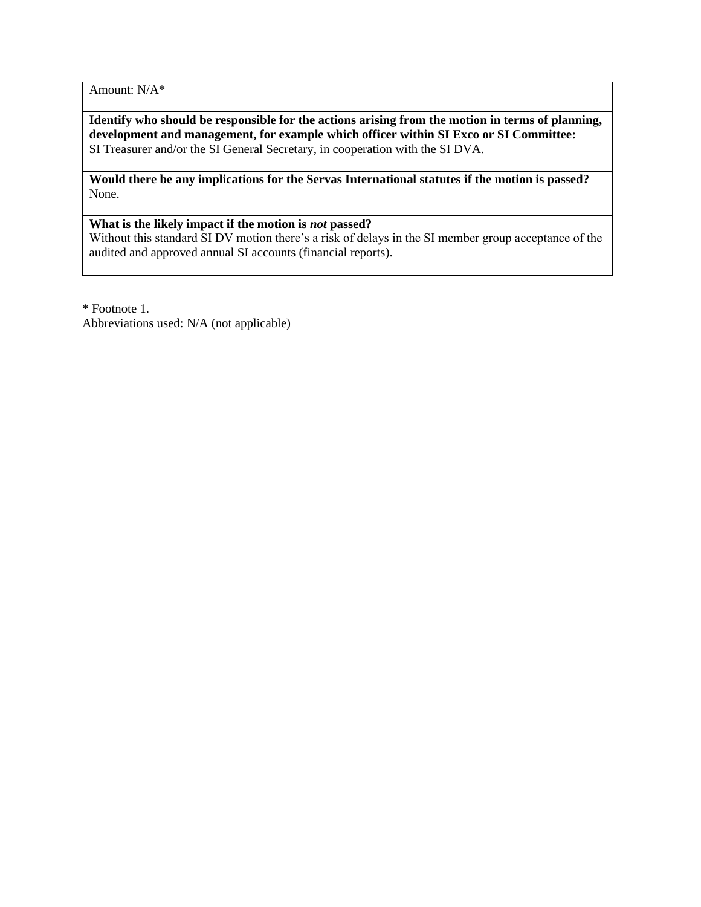Amount: N/A*

**Identify who should be responsible for the actions arising from the motion in terms of planning, development and management, for example which officer within SI Exco or SI Committee:**
SI Treasurer and/or the SI General Secretary, in cooperation with the SI DVA.

**Would there be any implications for the Servas International statutes if the motion is passed?**
None.

**What is the likely impact if the motion is *not* passed?**
Without this standard SI DV motion there's a risk of delays in the SI member group acceptance of the audited and approved annual SI accounts (financial reports).

* Footnote 1.
Abbreviations used: N/A (not applicable)